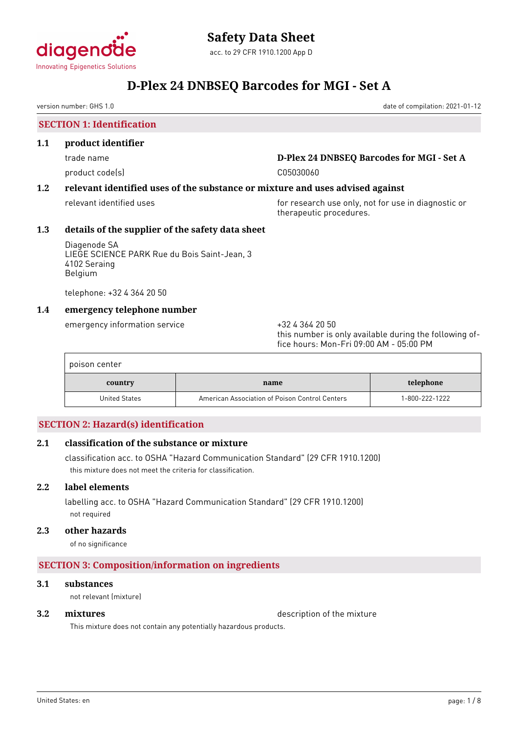# Safety Data Sheet

acc. to 29 CFR 1910.1200 App D

# D-Plex 24 DNBSEQ Barcodes for MGI - Set A

version number: GHS 1.0

date of compilation: 2021-01-12

## SECTION 1: Identification

### 1.1 product identifier

trade name: **D-Plex 24 DNBSEQ Barcodes for MGI - Set A**

product code(s): C05030060

### 1.2 relevant identified uses of the substance or mixture and uses advised against

relevant identified uses: for research use only, not for use in diagnostic or therapeutic procedures.

### 1.3 details of the supplier of the safety data sheet

Diagenode SA
LIEGE SCIENCE PARK Rue du Bois Saint-Jean, 3
4102 Seraing
Belgium

telephone: +32 4 364 20 50

### 1.4 emergency telephone number

emergency information service: +32 4 364 20 50
this number is only available during the following office hours: Mon-Fri 09:00 AM - 05:00 PM

poison center

| country | name | telephone |
|---|---|---|
| United States | American Association of Poison Control Centers | 1-800-222-1222 |

## SECTION 2: Hazard(s) identification

### 2.1 classification of the substance or mixture

classification acc. to OSHA "Hazard Communication Standard" (29 CFR 1910.1200)

this mixture does not meet the criteria for classification.

### 2.2 label elements

labelling acc. to OSHA "Hazard Communication Standard" (29 CFR 1910.1200)

not required

### 2.3 other hazards

of no significance

## SECTION 3: Composition/information on ingredients

### 3.1 substances

not relevant (mixture)

### 3.2 mixtures

description of the mixture

This mixture does not contain any potentially hazardous products.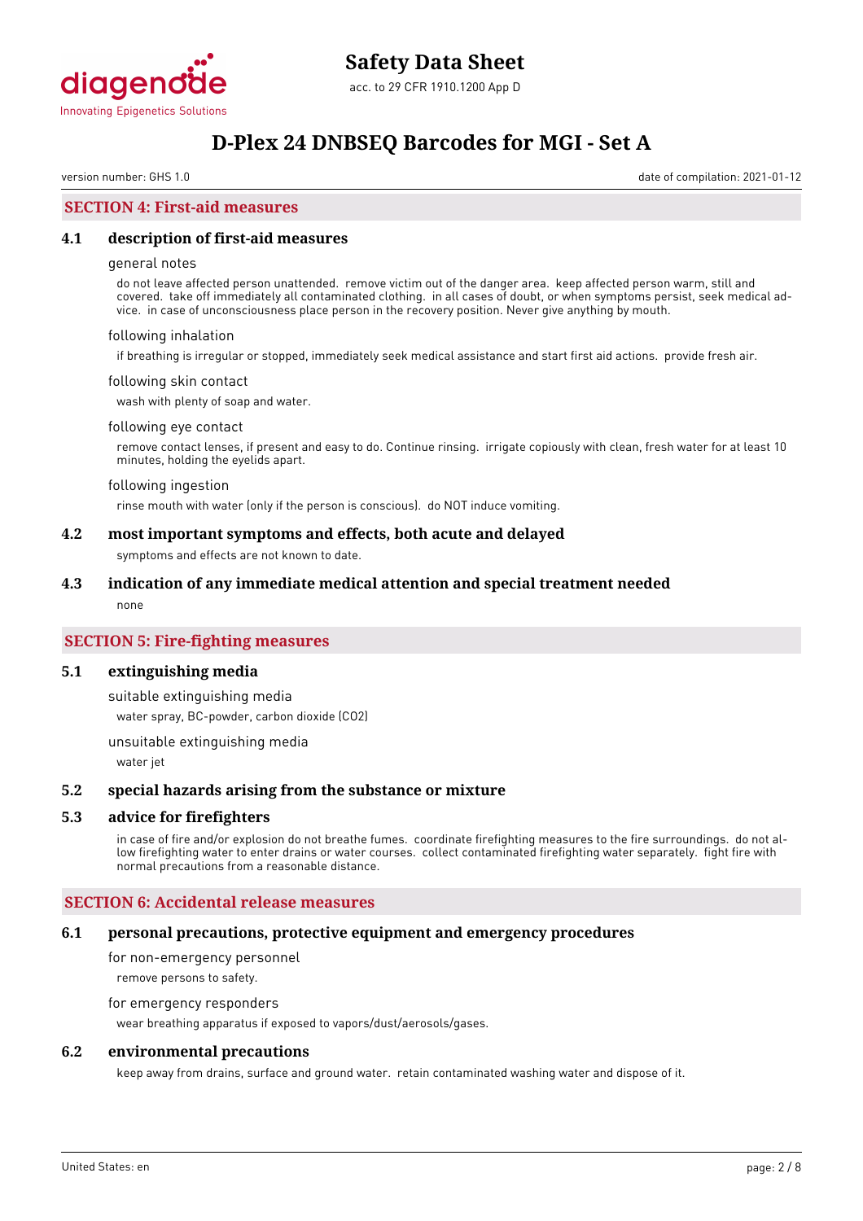## SECTION 4: First-aid measures

### 4.1 description of first-aid measures

general notes

do not leave affected person unattended. remove victim out of the danger area. keep affected person warm, still and covered. take off immediately all contaminated clothing. in all cases of doubt, or when symptoms persist, seek medical advice. in case of unconsciousness place person in the recovery position. Never give anything by mouth.

following inhalation

if breathing is irregular or stopped, immediately seek medical assistance and start first aid actions. provide fresh air.

following skin contact

wash with plenty of soap and water.

following eye contact

remove contact lenses, if present and easy to do. Continue rinsing. irrigate copiously with clean, fresh water for at least 10 minutes, holding the eyelids apart.

following ingestion

rinse mouth with water (only if the person is conscious). do NOT induce vomiting.

### 4.2 most important symptoms and effects, both acute and delayed

symptoms and effects are not known to date.

### 4.3 indication of any immediate medical attention and special treatment needed

none

## SECTION 5: Fire-fighting measures

### 5.1 extinguishing media

suitable extinguishing media

water spray, BC-powder, carbon dioxide ($CO_2$)

unsuitable extinguishing media

water jet

### 5.2 special hazards arising from the substance or mixture

### 5.3 advice for firefighters

in case of fire and/or explosion do not breathe fumes. coordinate firefighting measures to the fire surroundings. do not allow firefighting water to enter drains or water courses. collect contaminated firefighting water separately. fight fire with normal precautions from a reasonable distance.

## SECTION 6: Accidental release measures

### 6.1 personal precautions, protective equipment and emergency procedures

for non-emergency personnel

remove persons to safety.

for emergency responders

wear breathing apparatus if exposed to vapors/dust/aerosols/gases.

### 6.2 environmental precautions

keep away from drains, surface and ground water. retain contaminated washing water and dispose of it.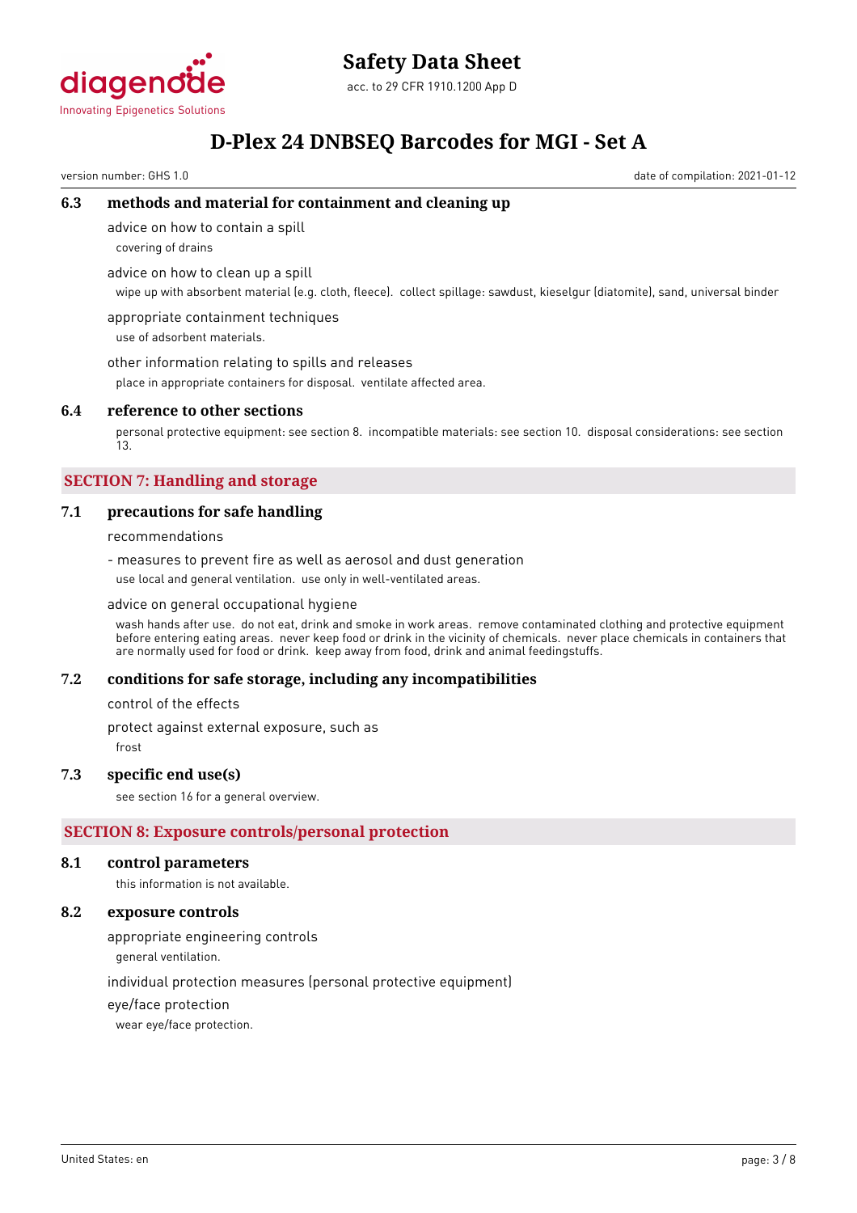### 6.3 methods and material for containment and cleaning up

advice on how to contain a spill

covering of drains

advice on how to clean up a spill

wipe up with absorbent material (e.g. cloth, fleece). collect spillage: sawdust, kieselgur (diatomite), sand, universal binder

appropriate containment techniques

use of adsorbent materials.

other information relating to spills and releases

place in appropriate containers for disposal. ventilate affected area.

### 6.4 reference to other sections

personal protective equipment: see section 8. incompatible materials: see section 10. disposal considerations: see section 13.

## SECTION 7: Handling and storage

### 7.1 precautions for safe handling

recommendations

- measures to prevent fire as well as aerosol and dust generation

use local and general ventilation. use only in well-ventilated areas.

advice on general occupational hygiene

wash hands after use. do not eat, drink and smoke in work areas. remove contaminated clothing and protective equipment before entering eating areas. never keep food or drink in the vicinity of chemicals. never place chemicals in containers that are normally used for food or drink. keep away from food, drink and animal feedingstuffs.

### 7.2 conditions for safe storage, including any incompatibilities

control of the effects

protect against external exposure, such as

frost

### 7.3 specific end use(s)

see section 16 for a general overview.

## SECTION 8: Exposure controls/personal protection

### 8.1 control parameters

this information is not available.

### 8.2 exposure controls

appropriate engineering controls

general ventilation.

individual protection measures (personal protective equipment)

eye/face protection

wear eye/face protection.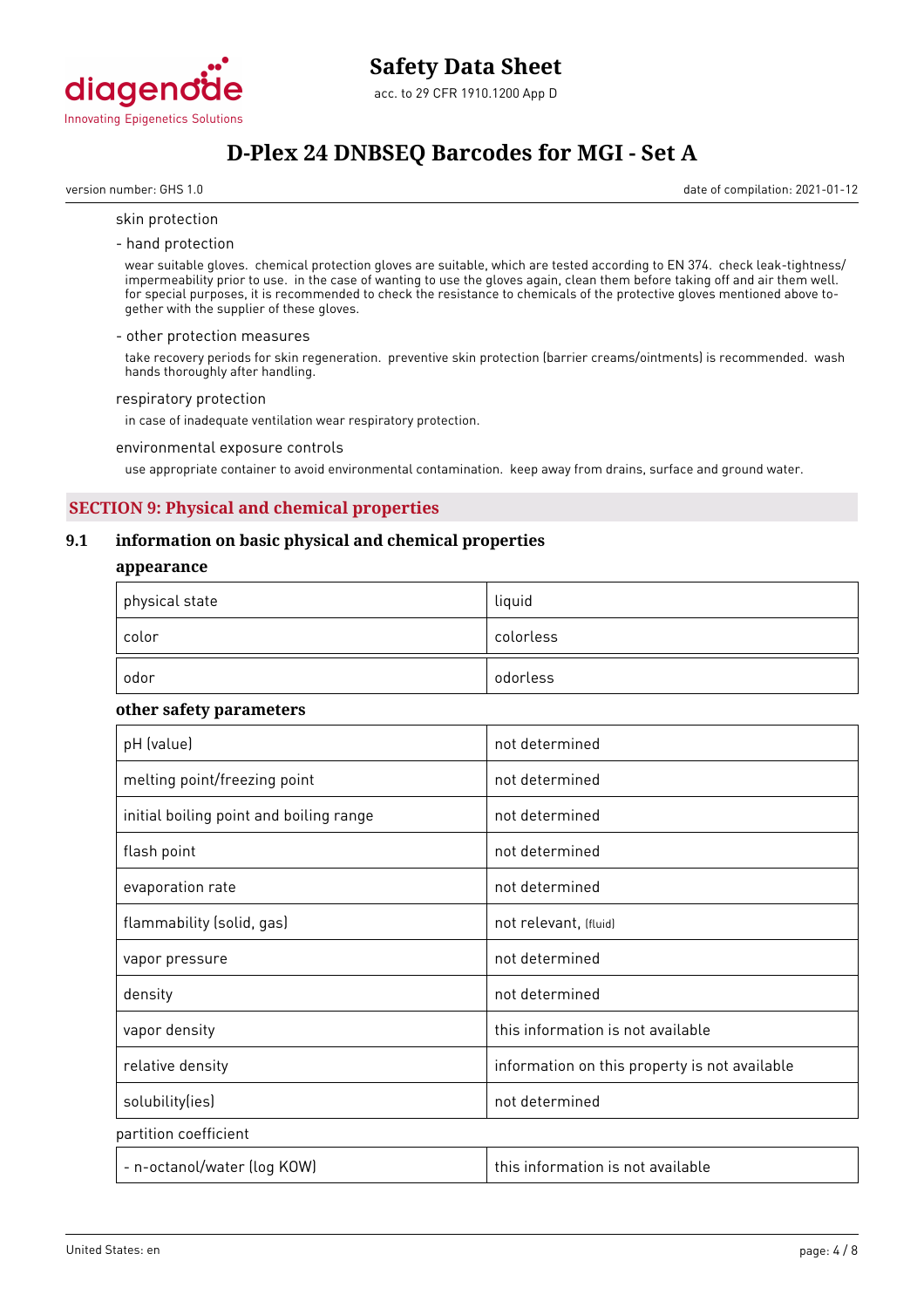skin protection

- hand protection

wear suitable gloves. chemical protection gloves are suitable, which are tested according to EN 374. check leak-tightness/ impermeability prior to use. in the case of wanting to use the gloves again, clean them before taking off and air them well. for special purposes, it is recommended to check the resistance to chemicals of the protective gloves mentioned above together with the supplier of these gloves.

- other protection measures

take recovery periods for skin regeneration. preventive skin protection (barrier creams/ointments) is recommended. wash hands thoroughly after handling.

respiratory protection

in case of inadequate ventilation wear respiratory protection.

environmental exposure controls

use appropriate container to avoid environmental contamination. keep away from drains, surface and ground water.

## SECTION 9: Physical and chemical properties

### 9.1 information on basic physical and chemical properties

**appearance**

| physical state | liquid |
|---|---|
| color | colorless |
| odor | odorless |

**other safety parameters**

| pH (value) | not determined |
|---|---|
| melting point/freezing point | not determined |
| initial boiling point and boiling range | not determined |
| flash point | not determined |
| evaporation rate | not determined |
| flammability (solid, gas) | not relevant, (fluid) |
| vapor pressure | not determined |
| density | not determined |
| vapor density | this information is not available |
| relative density | information on this property is not available |
| solubility(ies) | not determined |

partition coefficient

| - n-octanol/water (log KOW) | this information is not available |
|---|---|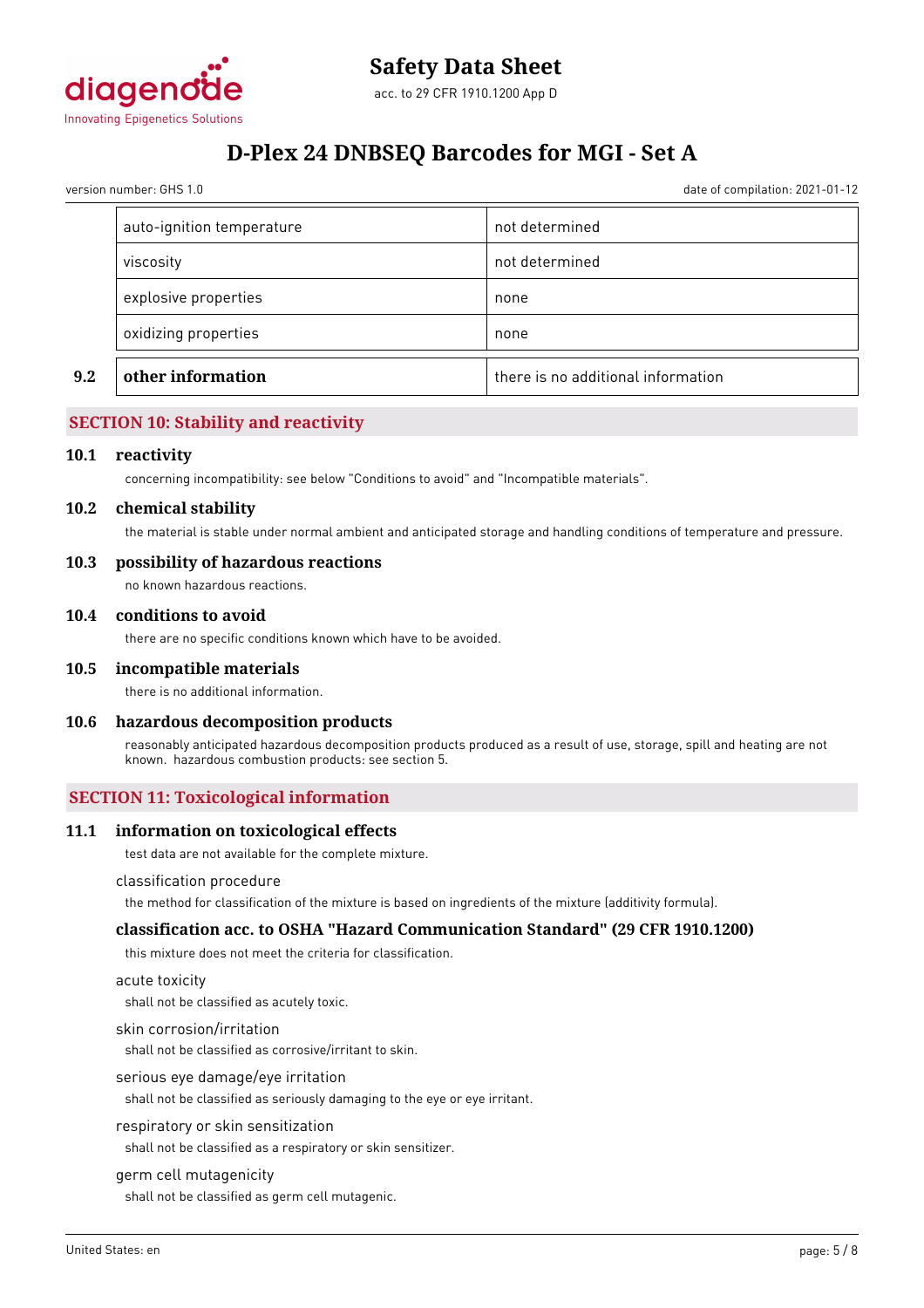| | |
|---|---|
| auto-ignition temperature | not determined |
| viscosity | not determined |
| explosive properties | none |
| oxidizing properties | none |

| | | |
|---|---|---|
| **9.2** | **other information** | there is no additional information |

## SECTION 10: Stability and reactivity

### 10.1 reactivity

concerning incompatibility: see below "Conditions to avoid" and "Incompatible materials".

### 10.2 chemical stability

the material is stable under normal ambient and anticipated storage and handling conditions of temperature and pressure.

### 10.3 possibility of hazardous reactions

no known hazardous reactions.

### 10.4 conditions to avoid

there are no specific conditions known which have to be avoided.

### 10.5 incompatible materials

there is no additional information.

### 10.6 hazardous decomposition products

reasonably anticipated hazardous decomposition products produced as a result of use, storage, spill and heating are not known. hazardous combustion products: see section 5.

## SECTION 11: Toxicological information

### 11.1 information on toxicological effects

test data are not available for the complete mixture.

classification procedure

the method for classification of the mixture is based on ingredients of the mixture (additivity formula).

#### classification acc. to OSHA "Hazard Communication Standard" (29 CFR 1910.1200)

this mixture does not meet the criteria for classification.

acute toxicity

shall not be classified as acutely toxic.

skin corrosion/irritation

shall not be classified as corrosive/irritant to skin.

serious eye damage/eye irritation

shall not be classified as seriously damaging to the eye or eye irritant.

respiratory or skin sensitization

shall not be classified as a respiratory or skin sensitizer.

germ cell mutagenicity

shall not be classified as germ cell mutagenic.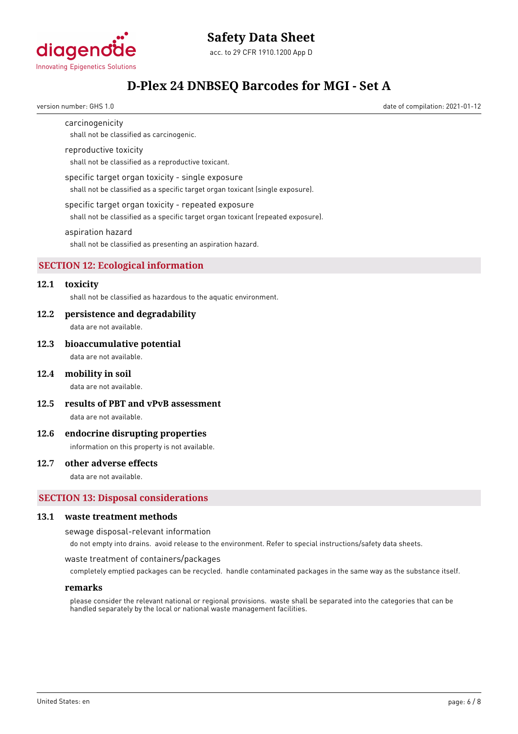carcinogenicity

shall not be classified as carcinogenic.

reproductive toxicity

shall not be classified as a reproductive toxicant.

specific target organ toxicity - single exposure

shall not be classified as a specific target organ toxicant (single exposure).

specific target organ toxicity - repeated exposure

shall not be classified as a specific target organ toxicant (repeated exposure).

aspiration hazard

shall not be classified as presenting an aspiration hazard.

## SECTION 12: Ecological information

### 12.1 toxicity

shall not be classified as hazardous to the aquatic environment.

### 12.2 persistence and degradability

data are not available.

### 12.3 bioaccumulative potential

data are not available.

### 12.4 mobility in soil

data are not available.

### 12.5 results of PBT and vPvB assessment

data are not available.

### 12.6 endocrine disrupting properties

information on this property is not available.

### 12.7 other adverse effects

data are not available.

## SECTION 13: Disposal considerations

### 13.1 waste treatment methods

sewage disposal-relevant information

do not empty into drains. avoid release to the environment. Refer to special instructions/safety data sheets.

waste treatment of containers/packages

completely emptied packages can be recycled. handle contaminated packages in the same way as the substance itself.

**remarks**

please consider the relevant national or regional provisions. waste shall be separated into the categories that can be handled separately by the local or national waste management facilities.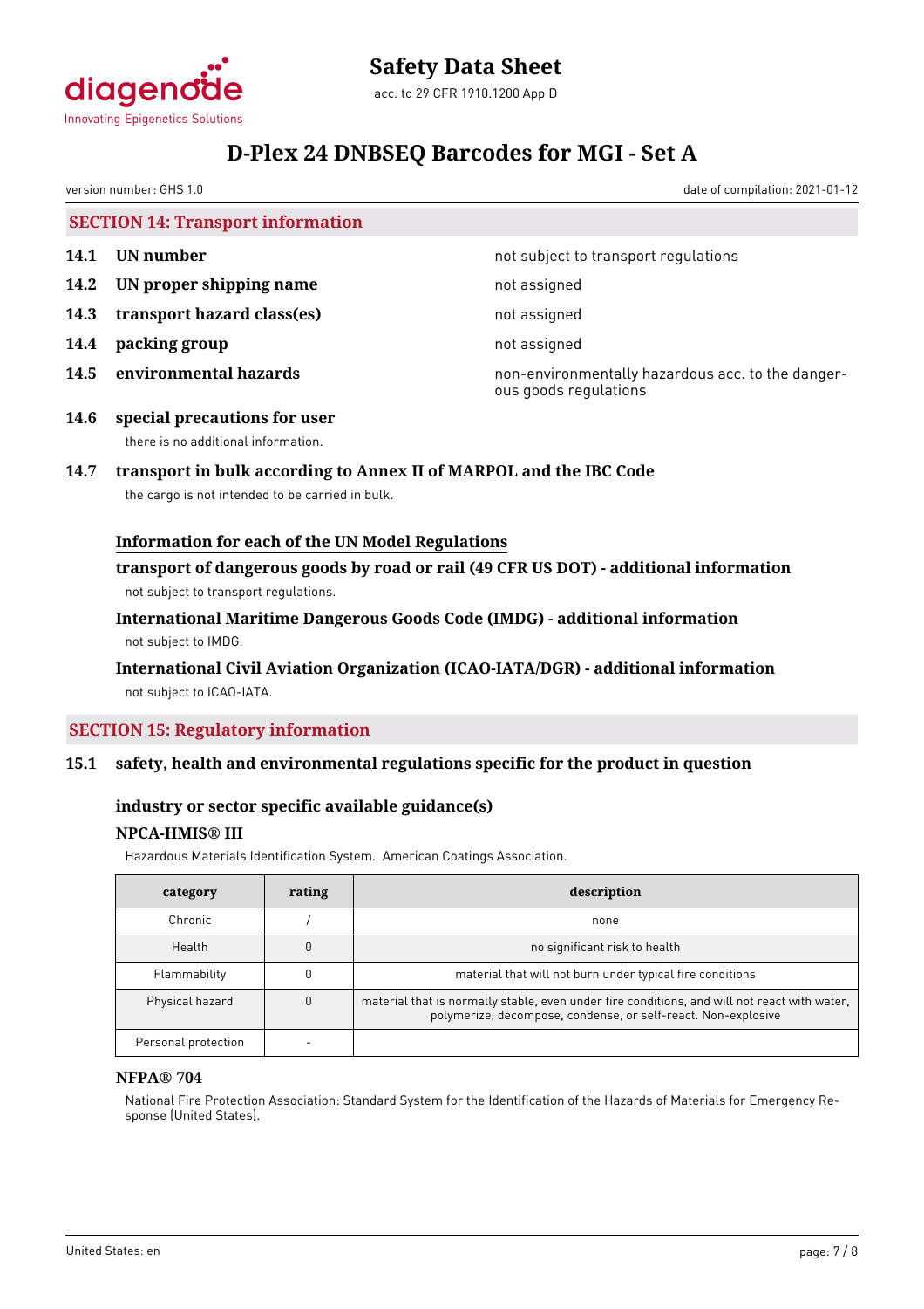## SECTION 14: Transport information

| | | |
|---|---|---|
| **14.1** | **UN number** | not subject to transport regulations |
| **14.2** | **UN proper shipping name** | not assigned |
| **14.3** | **transport hazard class(es)** | not assigned |
| **14.4** | **packing group** | not assigned |
| **14.5** | **environmental hazards** | non-environmentally hazardous acc. to the dangerous goods regulations |

**14.6 special precautions for user**

there is no additional information.

**14.7 transport in bulk according to Annex II of MARPOL and the IBC Code**

the cargo is not intended to be carried in bulk.

**Information for each of the UN Model Regulations**

**transport of dangerous goods by road or rail (49 CFR US DOT) - additional information**

not subject to transport regulations.

**International Maritime Dangerous Goods Code (IMDG) - additional information**

not subject to IMDG.

**International Civil Aviation Organization (ICAO-IATA/DGR) - additional information**

not subject to ICAO-IATA.

## SECTION 15: Regulatory information

**15.1 safety, health and environmental regulations specific for the product in question**

**industry or sector specific available guidance(s)**

**NPCA-HMIS® III**

Hazardous Materials Identification System. American Coatings Association.

| category | rating | description |
|---|---|---|
| Chronic | / | none |
| Health | 0 | no significant risk to health |
| Flammability | 0 | material that will not burn under typical fire conditions |
| Physical hazard | 0 | material that is normally stable, even under fire conditions, and will not react with water, polymerize, decompose, condense, or self-react. Non-explosive |
| Personal protection | - | |

**NFPA® 704**

National Fire Protection Association: Standard System for the Identification of the Hazards of Materials for Emergency Response (United States).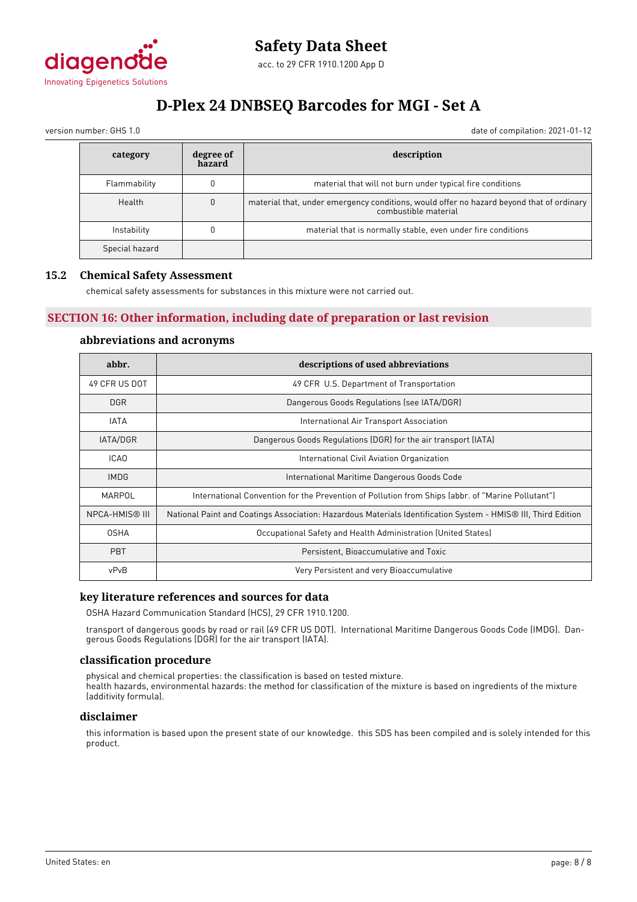| category | degree of hazard | description |
|---|---|---|
| Flammability | 0 | material that will not burn under typical fire conditions |
| Health | 0 | material that, under emergency conditions, would offer no hazard beyond that of ordinary combustible material |
| Instability | 0 | material that is normally stable, even under fire conditions |
| Special hazard | | |

## 15.2 Chemical Safety Assessment

chemical safety assessments for substances in this mixture were not carried out.

## SECTION 16: Other information, including date of preparation or last revision

### abbreviations and acronyms

| abbr. | descriptions of used abbreviations |
|---|---|
| 49 CFR US DOT | 49 CFR U.S. Department of Transportation |
| DGR | Dangerous Goods Regulations (see IATA/DGR) |
| IATA | International Air Transport Association |
| IATA/DGR | Dangerous Goods Regulations (DGR) for the air transport (IATA) |
| ICAO | International Civil Aviation Organization |
| IMDG | International Maritime Dangerous Goods Code |
| MARPOL | International Convention for the Prevention of Pollution from Ships (abbr. of "Marine Pollutant") |
| NPCA-HMIS® III | National Paint and Coatings Association: Hazardous Materials Identification System - HMIS® III, Third Edition |
| OSHA | Occupational Safety and Health Administration (United States) |
| PBT | Persistent, Bioaccumulative and Toxic |
| vPvB | Very Persistent and very Bioaccumulative |

### key literature references and sources for data

OSHA Hazard Communication Standard (HCS), 29 CFR 1910.1200.

transport of dangerous goods by road or rail (49 CFR US DOT). International Maritime Dangerous Goods Code (IMDG). Dangerous Goods Regulations (DGR) for the air transport (IATA).

### classification procedure

physical and chemical properties: the classification is based on tested mixture.
health hazards, environmental hazards: the method for classification of the mixture is based on ingredients of the mixture (additivity formula).

### disclaimer

this information is based upon the present state of our knowledge. this SDS has been compiled and is solely intended for this product.